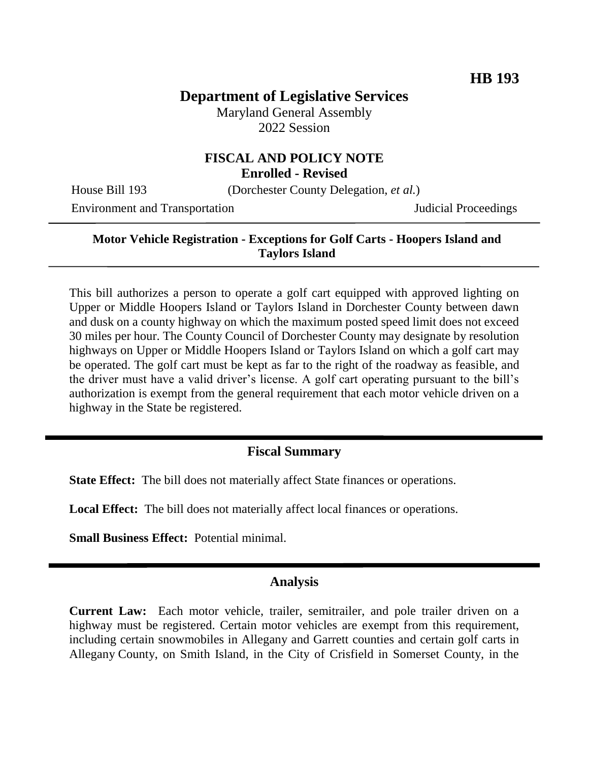**HB 193**

# Department of Legislative Services

Maryland General Assembly
2022 Session

## FISCAL AND POLICY NOTE
**Enrolled - Revised**

House Bill 193 (Dorchester County Delegation, *et al.*)

Environment and Transportation Judicial Proceedings

---

**Motor Vehicle Registration - Exceptions for Golf Carts - Hoopers Island and Taylors Island**

---

This bill authorizes a person to operate a golf cart equipped with approved lighting on Upper or Middle Hoopers Island or Taylors Island in Dorchester County between dawn and dusk on a county highway on which the maximum posted speed limit does not exceed 30 miles per hour. The County Council of Dorchester County may designate by resolution highways on Upper or Middle Hoopers Island or Taylors Island on which a golf cart may be operated. The golf cart must be kept as far to the right of the roadway as feasible, and the driver must have a valid driver's license. A golf cart operating pursuant to the bill's authorization is exempt from the general requirement that each motor vehicle driven on a highway in the State be registered.

---

## Fiscal Summary

**State Effect:** The bill does not materially affect State finances or operations.

**Local Effect:** The bill does not materially affect local finances or operations.

**Small Business Effect:** Potential minimal.

---

## Analysis

**Current Law:** Each motor vehicle, trailer, semitrailer, and pole trailer driven on a highway must be registered. Certain motor vehicles are exempt from this requirement, including certain snowmobiles in Allegany and Garrett counties and certain golf carts in Allegany County, on Smith Island, in the City of Crisfield in Somerset County, in the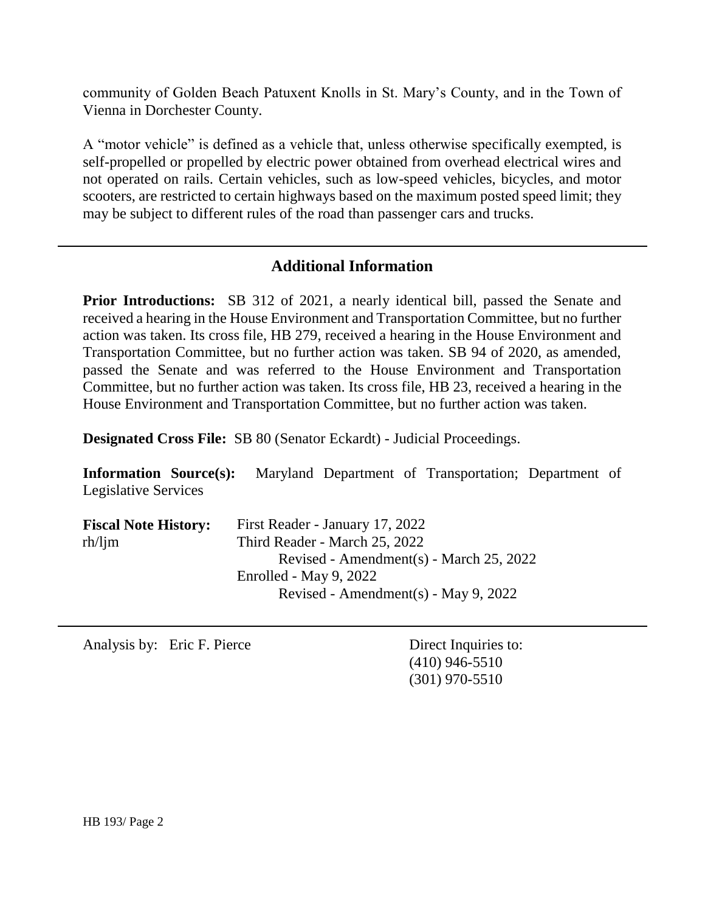community of Golden Beach Patuxent Knolls in St. Mary's County, and in the Town of Vienna in Dorchester County.

A "motor vehicle" is defined as a vehicle that, unless otherwise specifically exempted, is self-propelled or propelled by electric power obtained from overhead electrical wires and not operated on rails. Certain vehicles, such as low-speed vehicles, bicycles, and motor scooters, are restricted to certain highways based on the maximum posted speed limit; they may be subject to different rules of the road than passenger cars and trucks.

---

## Additional Information

**Prior Introductions:** SB 312 of 2021, a nearly identical bill, passed the Senate and received a hearing in the House Environment and Transportation Committee, but no further action was taken. Its cross file, HB 279, received a hearing in the House Environment and Transportation Committee, but no further action was taken. SB 94 of 2020, as amended, passed the Senate and was referred to the House Environment and Transportation Committee, but no further action was taken. Its cross file, HB 23, received a hearing in the House Environment and Transportation Committee, but no further action was taken.

**Designated Cross File:** SB 80 (Senator Eckardt) - Judicial Proceedings.

**Information Source(s):** Maryland Department of Transportation; Department of Legislative Services

**Fiscal Note History:** First Reader - January 17, 2022
rh/ljm Third Reader - March 25, 2022
Revised - Amendment(s) - March 25, 2022
Enrolled - May 9, 2022
Revised - Amendment(s) - May 9, 2022

---

Analysis by: Eric F. Pierce

Direct Inquiries to:
(410) 946-5510
(301) 970-5510